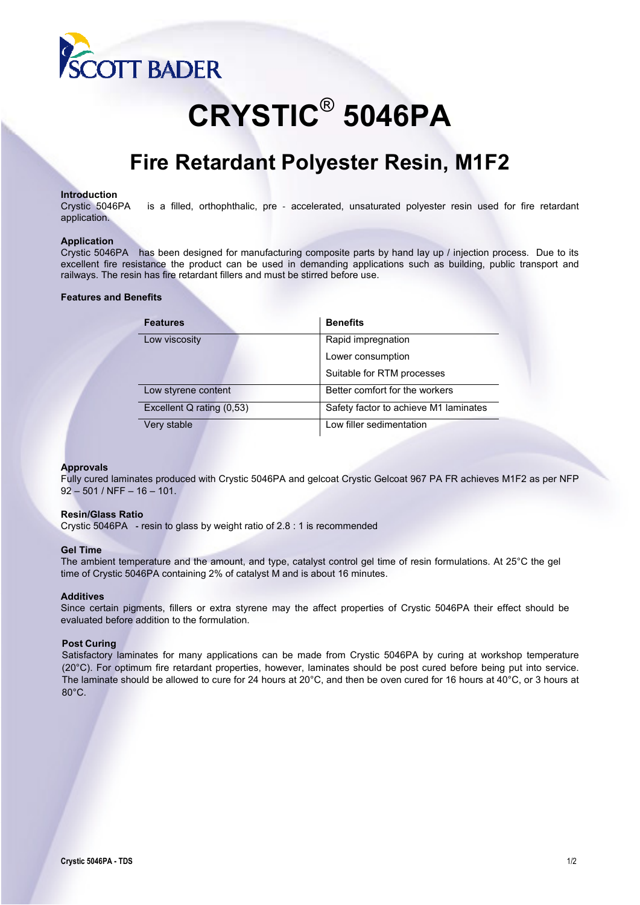# CRYSTIC® 5046PA

## Fire Retardant Polyester Resin, M1F2

**Introduction**

Crystic 5046PA is a filled, orthophthalic, pre - accelerated, unsaturated polyester resin used for fire retardant application.

**Application**

Crystic 5046PA has been designed for manufacturing composite parts by hand lay up / injection process. Due to its excellent fire resistance the product can be used in demanding applications such as building, public transport and railways. The resin has fire retardant fillers and must be stirred before use.

**Features and Benefits**

| Features | Benefits |
|---|---|
| Low viscosity | Rapid impregnation |
| | Lower consumption |
| | Suitable for RTM processes |
| Low styrene content | Better comfort for the workers |
| Excellent Q rating (0,53) | Safety factor to achieve M1 laminates |
| Very stable | Low filler sedimentation |

**Approvals**

Fully cured laminates produced with Crystic 5046PA and gelcoat Crystic Gelcoat 967 PA FR achieves M1F2 as per NFP 92 – 501 / NFF – 16 – 101.

**Resin/Glass Ratio**

Crystic 5046PA - resin to glass by weight ratio of 2.8 : 1 is recommended

**Gel Time**

The ambient temperature and the amount, and type, catalyst control gel time of resin formulations. At 25°C the gel time of Crystic 5046PA containing 2% of catalyst M and is about 16 minutes.

**Additives**

Since certain pigments, fillers or extra styrene may the affect properties of Crystic 5046PA their effect should be evaluated before addition to the formulation.

**Post Curing**

Satisfactory laminates for many applications can be made from Crystic 5046PA by curing at workshop temperature (20°C). For optimum fire retardant properties, however, laminates should be post cured before being put into service. The laminate should be allowed to cure for 24 hours at 20°C, and then be oven cured for 16 hours at 40°C, or 3 hours at 80°C.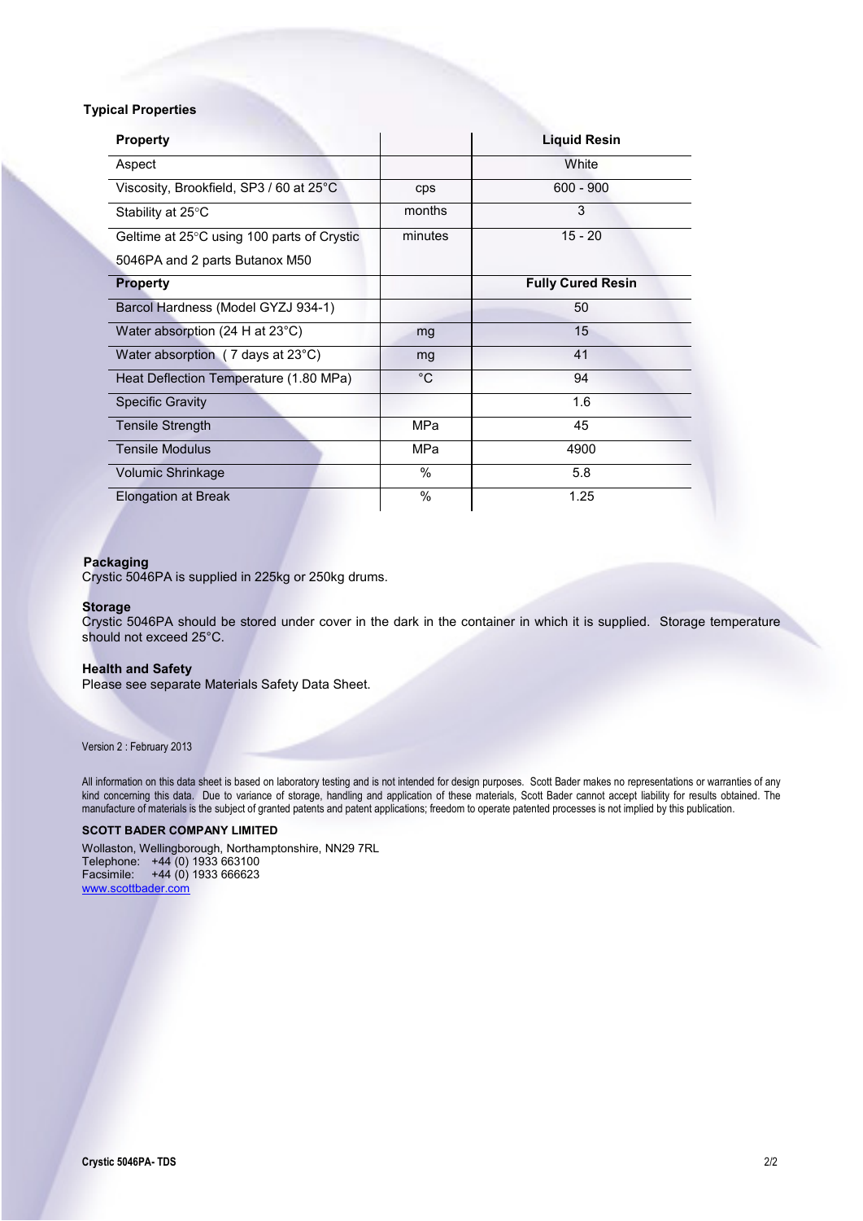**Typical Properties**

| Property | | Liquid Resin |
|---|---|---|
| Aspect | | White |
| Viscosity, Brookfield, SP3 / 60 at 25°C | cps | 600 - 900 |
| Stability at 25°C | months | 3 |
| Geltime at 25°C using 100 parts of Crystic 5046PA and 2 parts Butanox M50 | minutes | 15 - 20 |
| **Property** | | **Fully Cured Resin** |
| Barcol Hardness (Model GYZJ 934-1) | | 50 |
| Water absorption (24 H at 23°C) | mg | 15 |
| Water absorption ( 7 days at 23°C) | mg | 41 |
| Heat Deflection Temperature (1.80 MPa) | °C | 94 |
| Specific Gravity | | 1.6 |
| Tensile Strength | MPa | 45 |
| Tensile Modulus | MPa | 4900 |
| Volumic Shrinkage | % | 5.8 |
| Elongation at Break | % | 1.25 |

**Packaging**
Crystic 5046PA is supplied in 225kg or 250kg drums.

**Storage**
Crystic 5046PA should be stored under cover in the dark in the container in which it is supplied. Storage temperature should not exceed 25°C.

**Health and Safety**
Please see separate Materials Safety Data Sheet.

Version 2 : February 2013

All information on this data sheet is based on laboratory testing and is not intended for design purposes. Scott Bader makes no representations or warranties of any kind concerning this data. Due to variance of storage, handling and application of these materials, Scott Bader cannot accept liability for results obtained. The manufacture of materials is the subject of granted patents and patent applications; freedom to operate patented processes is not implied by this publication.

**SCOTT BADER COMPANY LIMITED**

Wollaston, Wellingborough, Northamptonshire, NN29 7RL
Telephone: +44 (0) 1933 663100
Facsimile: +44 (0) 1933 666623
www.scottbader.com